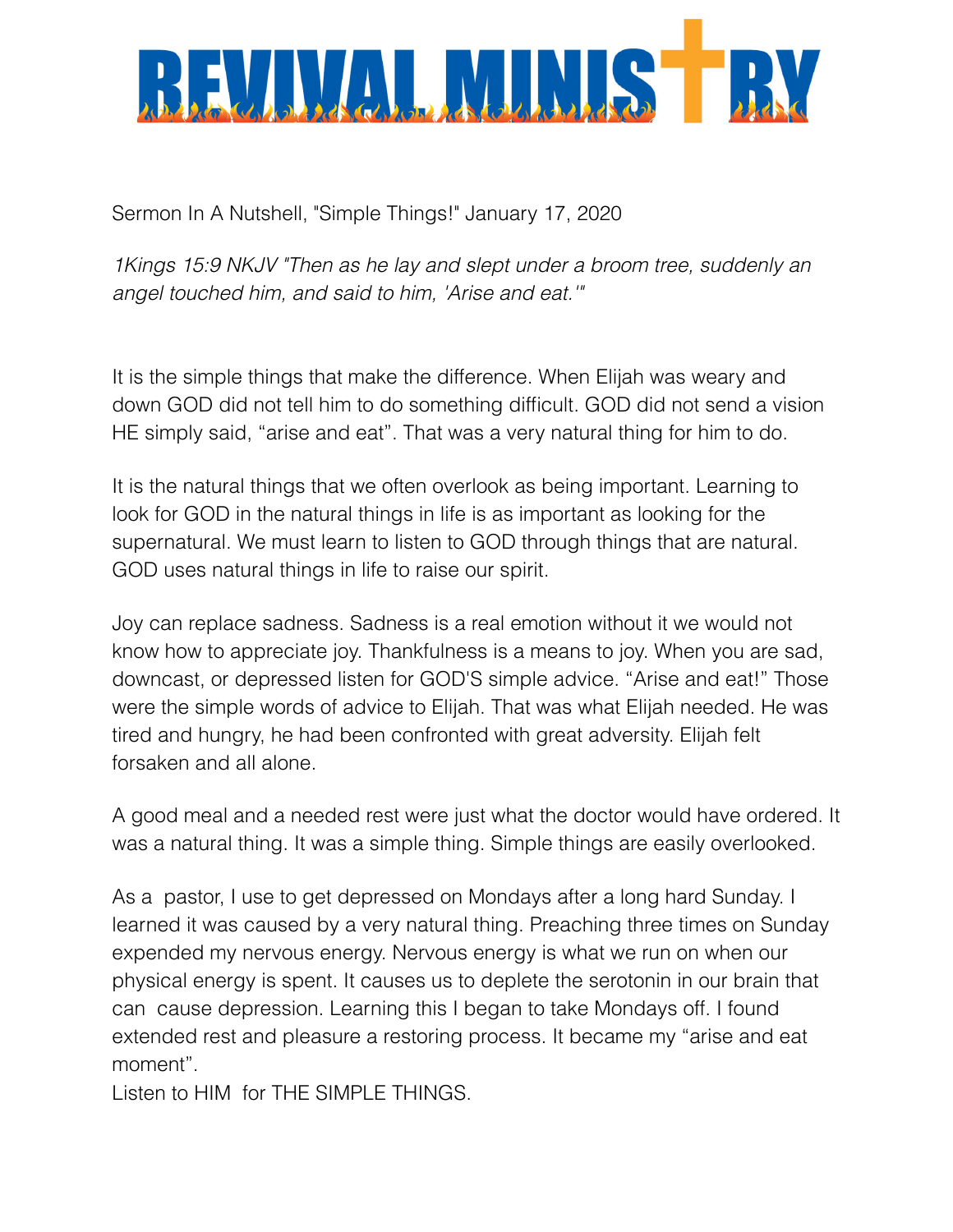# REVIVAL MINISTRY

Sermon In A Nutshell, "Simple Things!" January 17, 2020

*1Kings 15:9 NKJV "Then as he lay and slept under a broom tree, suddenly an angel touched him, and said to him, 'Arise and eat.'"*

It is the simple things that make the difference. When Elijah was weary and down GOD did not tell him to do something difficult. GOD did not send a vision HE simply said, "arise and eat". That was a very natural thing for him to do.

It is the natural things that we often overlook as being important. Learning to look for GOD in the natural things in life is as important as looking for the supernatural. We must learn to listen to GOD through things that are natural. GOD uses natural things in life to raise our spirit.

Joy can replace sadness. Sadness is a real emotion without it we would not know how to appreciate joy. Thankfulness is a means to joy. When you are sad, downcast, or depressed listen for GOD'S simple advice. "Arise and eat!" Those were the simple words of advice to Elijah. That was what Elijah needed. He was tired and hungry, he had been confronted with great adversity. Elijah felt forsaken and all alone.

A good meal and a needed rest were just what the doctor would have ordered. It was a natural thing. It was a simple thing. Simple things are easily overlooked.

As a pastor, I use to get depressed on Mondays after a long hard Sunday. I learned it was caused by a very natural thing. Preaching three times on Sunday expended my nervous energy. Nervous energy is what we run on when our physical energy is spent. It causes us to deplete the serotonin in our brain that can cause depression. Learning this I began to take Mondays off. I found extended rest and pleasure a restoring process. It became my "arise and eat moment".
Listen to HIM for THE SIMPLE THINGS.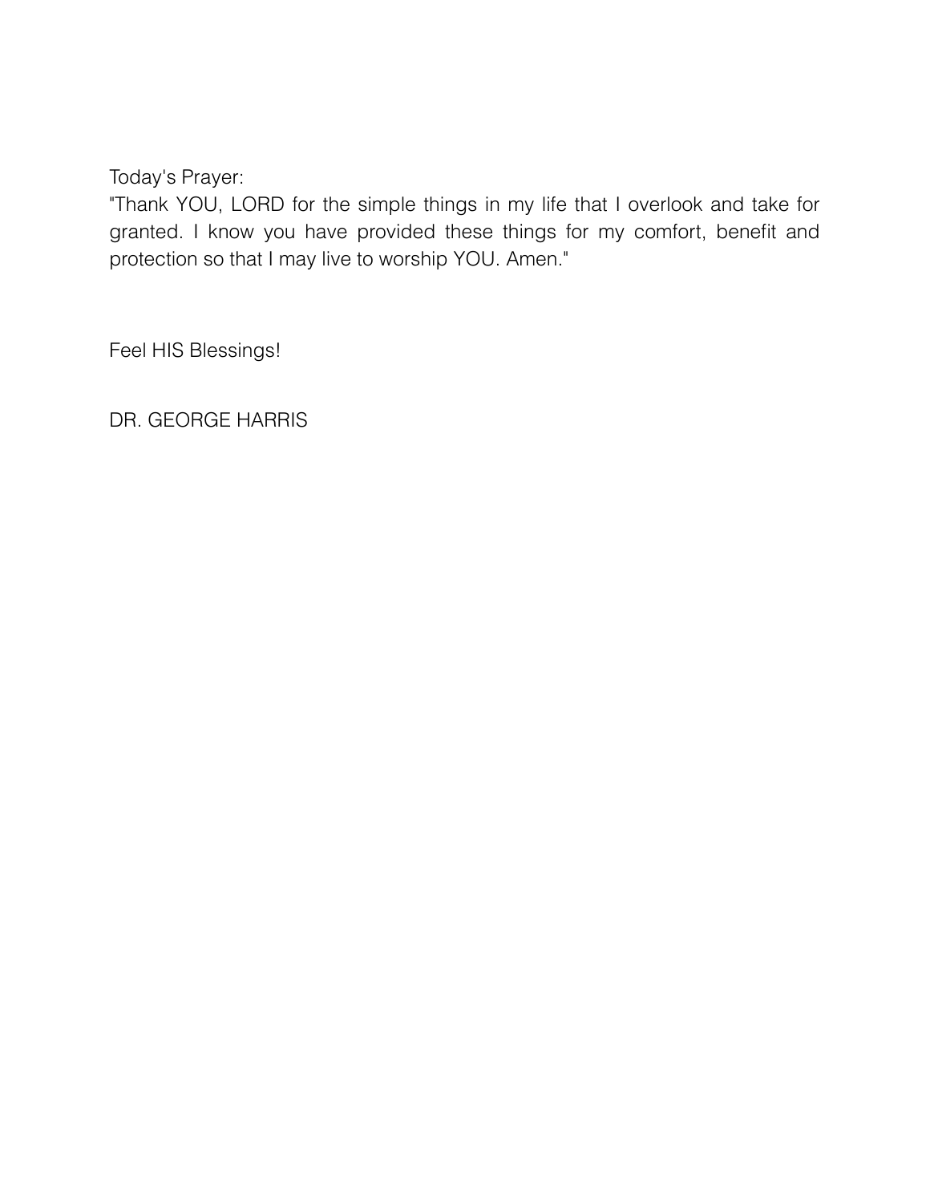Today's Prayer:

"Thank YOU, LORD for the simple things in my life that I overlook and take for granted. I know you have provided these things for my comfort, benefit and protection so that I may live to worship YOU. Amen."

Feel HIS Blessings!

DR. GEORGE HARRIS